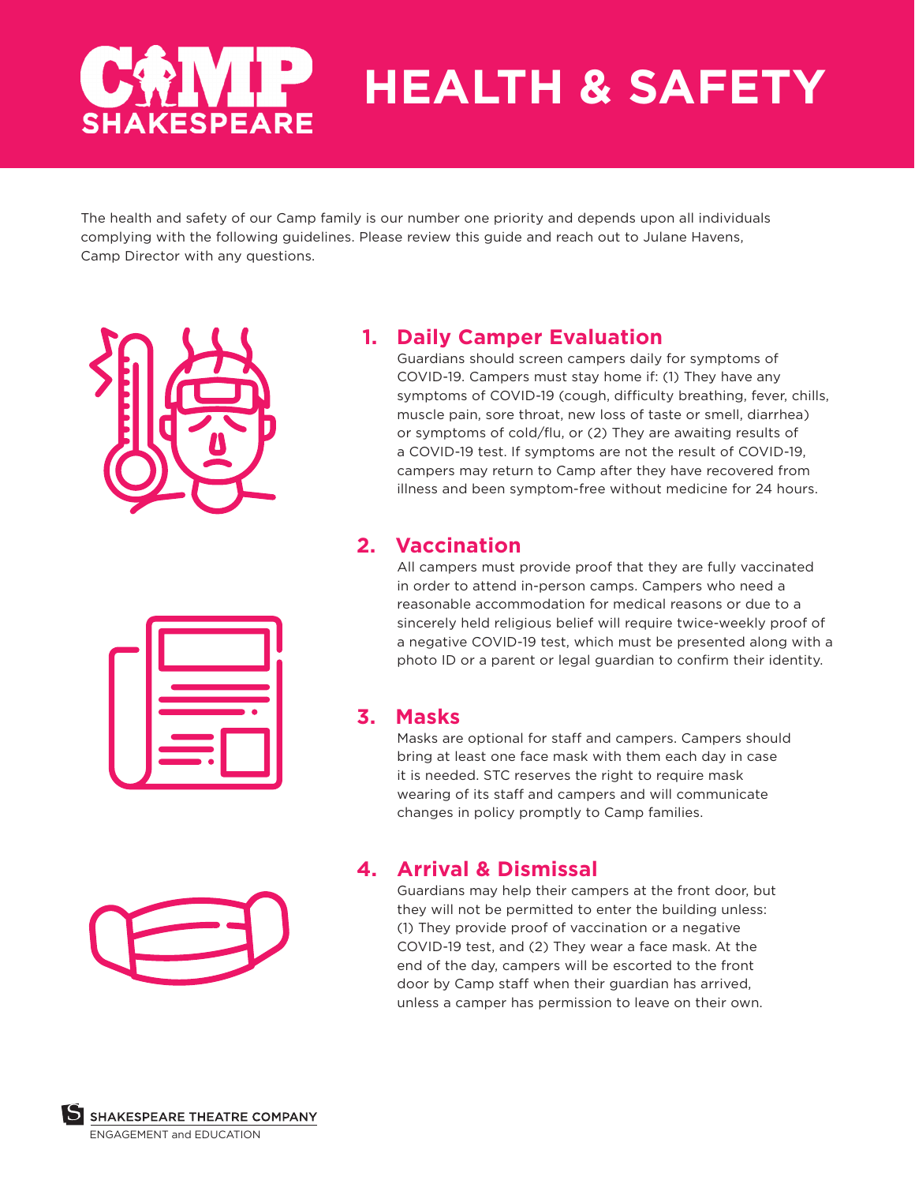# CAMP SHAKESPEARE HEALTH & SAFETY

The health and safety of our Camp family is our number one priority and depends upon all individuals complying with the following guidelines. Please review this guide and reach out to Julane Havens, Camp Director with any questions.

## 1. Daily Camper Evaluation

Guardians should screen campers daily for symptoms of COVID-19. Campers must stay home if: (1) They have any symptoms of COVID-19 (cough, difficulty breathing, fever, chills, muscle pain, sore throat, new loss of taste or smell, diarrhea) or symptoms of cold/flu, or (2) They are awaiting results of a COVID-19 test. If symptoms are not the result of COVID-19, campers may return to Camp after they have recovered from illness and been symptom-free without medicine for 24 hours.

## 2. Vaccination

All campers must provide proof that they are fully vaccinated in order to attend in-person camps. Campers who need a reasonable accommodation for medical reasons or due to a sincerely held religious belief will require twice-weekly proof of a negative COVID-19 test, which must be presented along with a photo ID or a parent or legal guardian to confirm their identity.

## 3. Masks

Masks are optional for staff and campers. Campers should bring at least one face mask with them each day in case it is needed. STC reserves the right to require mask wearing of its staff and campers and will communicate changes in policy promptly to Camp families.

## 4. Arrival & Dismissal

Guardians may help their campers at the front door, but they will not be permitted to enter the building unless: (1) They provide proof of vaccination or a negative COVID-19 test, and (2) They wear a face mask. At the end of the day, campers will be escorted to the front door by Camp staff when their guardian has arrived, unless a camper has permission to leave on their own.

SHAKESPEARE THEATRE COMPANY
ENGAGEMENT and EDUCATION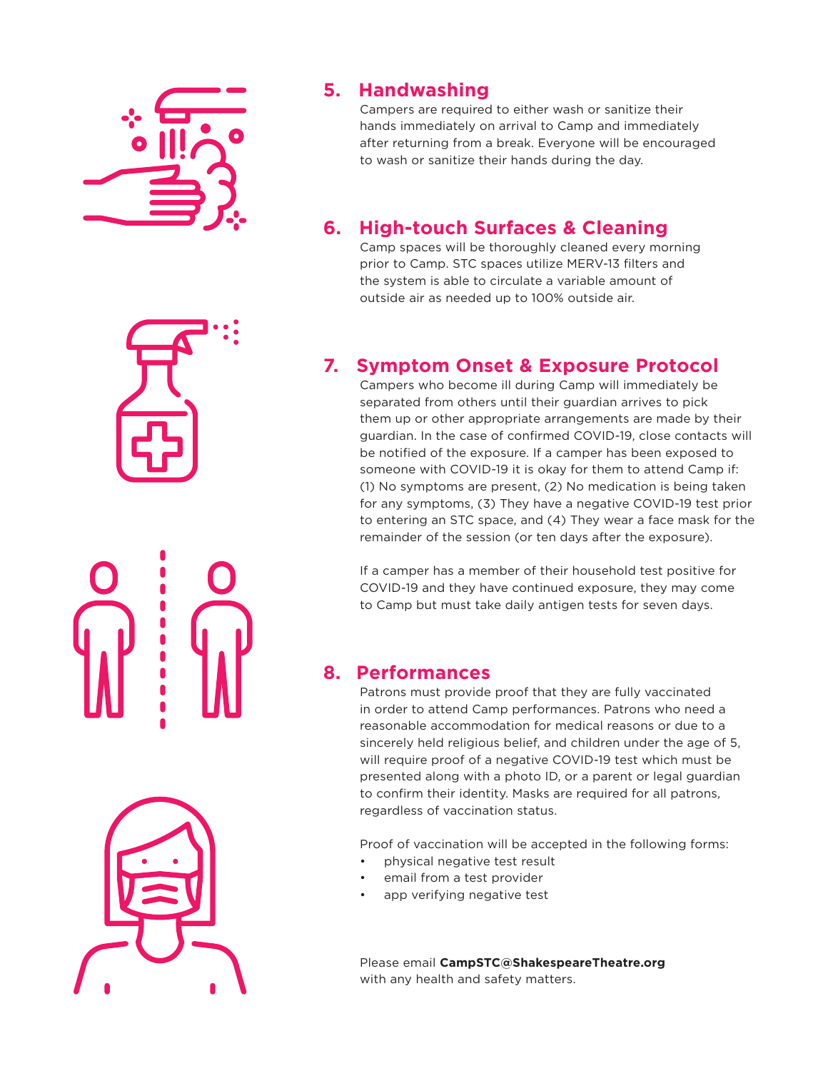## 5. Handwashing

Campers are required to either wash or sanitize their hands immediately on arrival to Camp and immediately after returning from a break. Everyone will be encouraged to wash or sanitize their hands during the day.

## 6. High-touch Surfaces & Cleaning

Camp spaces will be thoroughly cleaned every morning prior to Camp. STC spaces utilize MERV-13 filters and the system is able to circulate a variable amount of outside air as needed up to 100% outside air.

## 7. Symptom Onset & Exposure Protocol

Campers who become ill during Camp will immediately be separated from others until their guardian arrives to pick them up or other appropriate arrangements are made by their guardian. In the case of confirmed COVID-19, close contacts will be notified of the exposure. If a camper has been exposed to someone with COVID-19 it is okay for them to attend Camp if: (1) No symptoms are present, (2) No medication is being taken for any symptoms, (3) They have a negative COVID-19 test prior to entering an STC space, and (4) They wear a face mask for the remainder of the session (or ten days after the exposure).

If a camper has a member of their household test positive for COVID-19 and they have continued exposure, they may come to Camp but must take daily antigen tests for seven days.

## 8. Performances

Patrons must provide proof that they are fully vaccinated in order to attend Camp performances. Patrons who need a reasonable accommodation for medical reasons or due to a sincerely held religious belief, and children under the age of 5, will require proof of a negative COVID-19 test which must be presented along with a photo ID, or a parent or legal guardian to confirm their identity. Masks are required for all patrons, regardless of vaccination status.

Proof of vaccination will be accepted in the following forms:

- physical negative test result
- email from a test provider
- app verifying negative test

Please email **CampSTC@ShakespeareTheatre.org** with any health and safety matters.